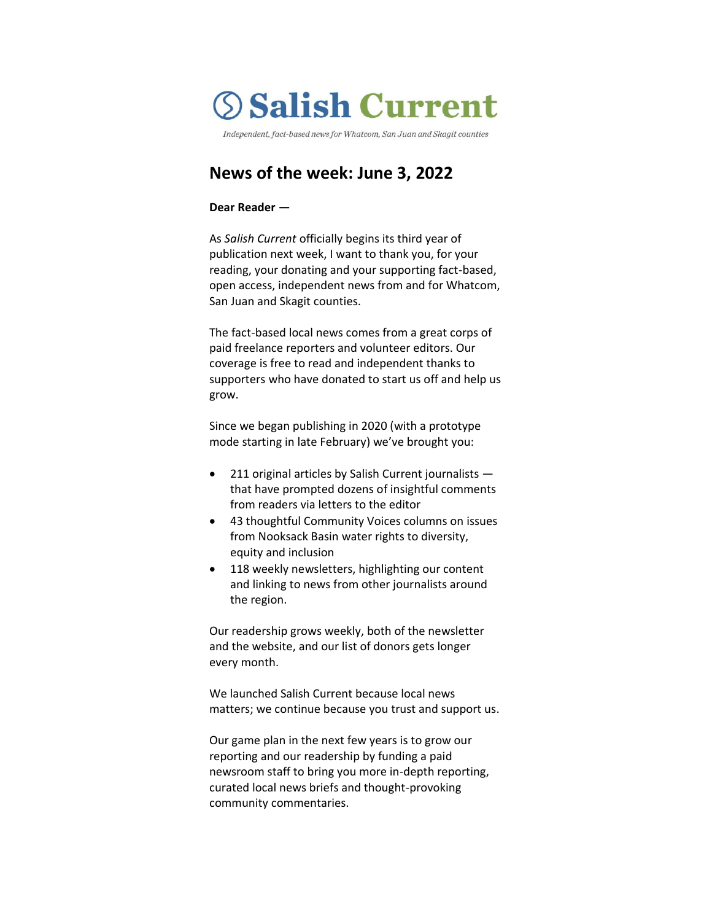# Salish Current

*Independent, fact-based news for Whatcom, San Juan and Skagit counties*

## News of the week: June 3, 2022

**Dear Reader —**

As *Salish Current* officially begins its third year of publication next week, I want to thank you, for your reading, your donating and your supporting fact-based, open access, independent news from and for Whatcom, San Juan and Skagit counties.

The fact-based local news comes from a great corps of paid freelance reporters and volunteer editors. Our coverage is free to read and independent thanks to supporters who have donated to start us off and help us grow.

Since we began publishing in 2020 (with a prototype mode starting in late February) we've brought you:

- 211 original articles by Salish Current journalists — that have prompted dozens of insightful comments from readers via letters to the editor
- 43 thoughtful Community Voices columns on issues from Nooksack Basin water rights to diversity, equity and inclusion
- 118 weekly newsletters, highlighting our content and linking to news from other journalists around the region.

Our readership grows weekly, both of the newsletter and the website, and our list of donors gets longer every month.

We launched Salish Current because local news matters; we continue because you trust and support us.

Our game plan in the next few years is to grow our reporting and our readership by funding a paid newsroom staff to bring you more in-depth reporting, curated local news briefs and thought-provoking community commentaries.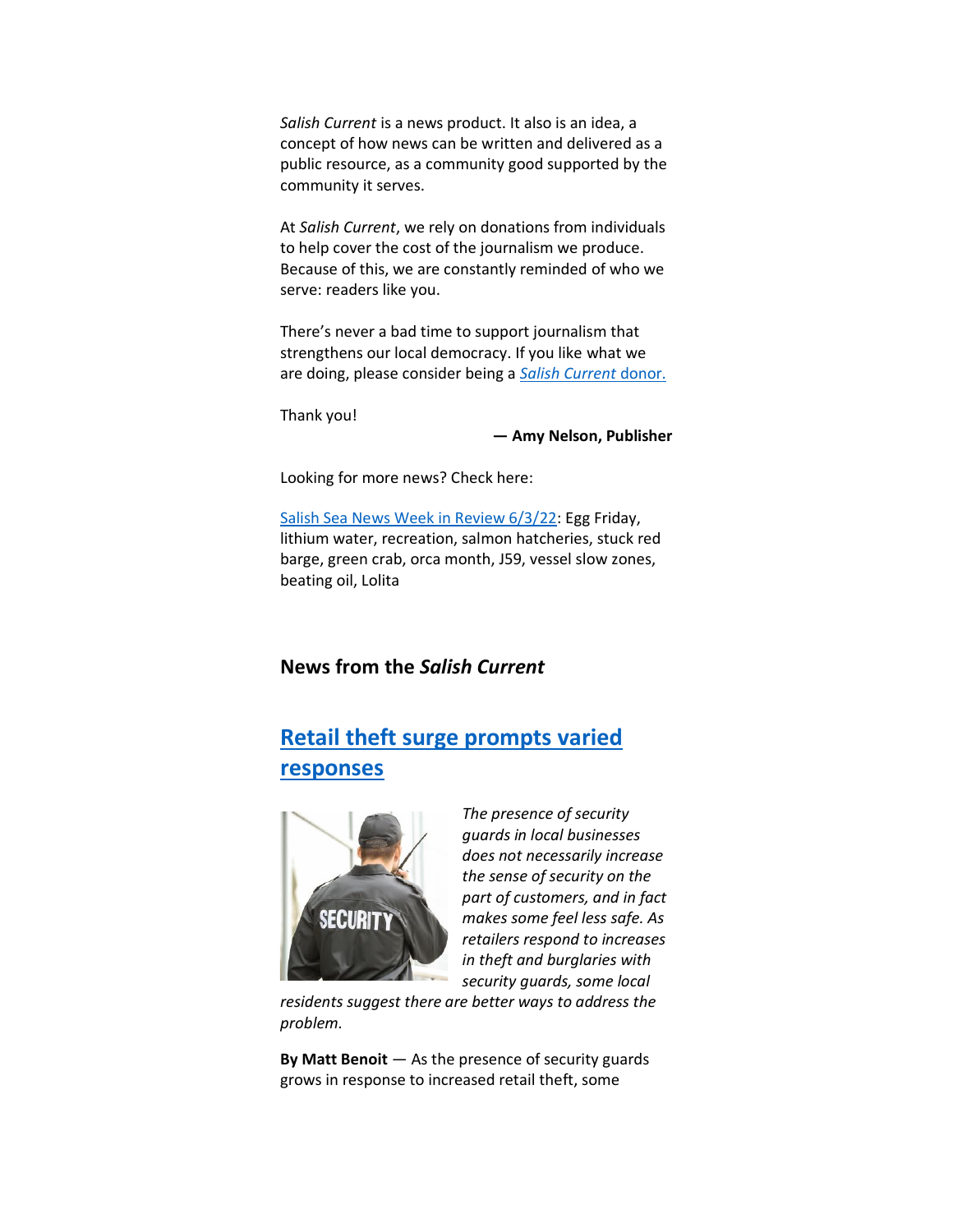*Salish Current* is a news product. It also is an idea, a concept of how news can be written and delivered as a public resource, as a community good supported by the community it serves.

At *Salish Current*, we rely on donations from individuals to help cover the cost of the journalism we produce. Because of this, we are constantly reminded of who we serve: readers like you.

There's never a bad time to support journalism that strengthens our local democracy. If you like what we are doing, please consider being a [*Salish Current* donor.]()

Thank you!

**— Amy Nelson, Publisher**

Looking for more news? Check here:

[Salish Sea News Week in Review 6/3/22](): Egg Friday, lithium water, recreation, salmon hatcheries, stuck red barge, green crab, orca month, J59, vessel slow zones, beating oil, Lolita

## News from the *Salish Current*

## [Retail theft surge prompts varied responses]()

*The presence of security guards in local businesses does not necessarily increase the sense of security on the part of customers, and in fact makes some feel less safe. As retailers respond to increases in theft and burglaries with security guards, some local residents suggest there are better ways to address the problem.*

**By Matt Benoit** — As the presence of security guards grows in response to increased retail theft, some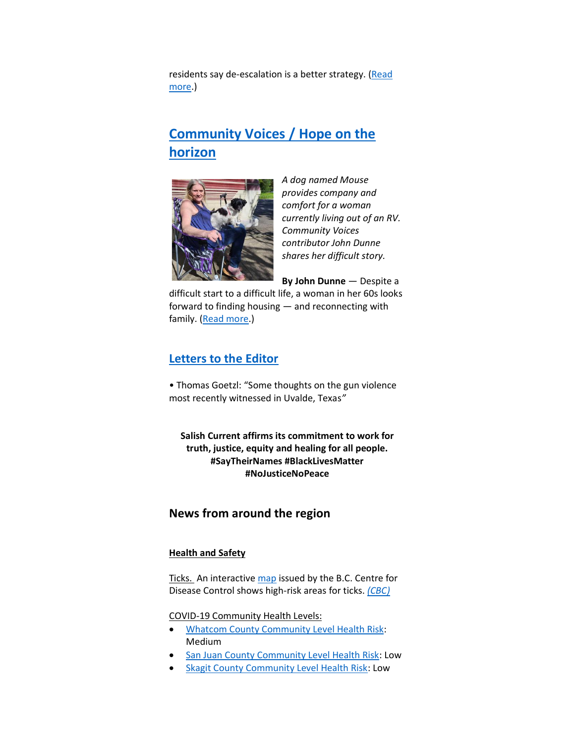residents say de-escalation is a better strategy. (Read more.)

## Community Voices / Hope on the horizon

*A dog named Mouse provides company and comfort for a woman currently living out of an RV. Community Voices contributor John Dunne shares her difficult story.*

**By John Dunne** — Despite a difficult start to a difficult life, a woman in her 60s looks forward to finding housing — and reconnecting with family. (Read more.)

## Letters to the Editor

• Thomas Goetzl: "Some thoughts on the gun violence most recently witnessed in Uvalde, Texas"

**Salish Current affirms its commitment to work for truth, justice, equity and healing for all people. #SayTheirNames #BlackLivesMatter #NoJusticeNoPeace**

## News from around the region

### Health and Safety

Ticks. An interactive map issued by the B.C. Centre for Disease Control shows high-risk areas for ticks. *(CBC)*

COVID-19 Community Health Levels:

- Whatcom County Community Level Health Risk: Medium
- San Juan County Community Level Health Risk: Low
- Skagit County Community Level Health Risk: Low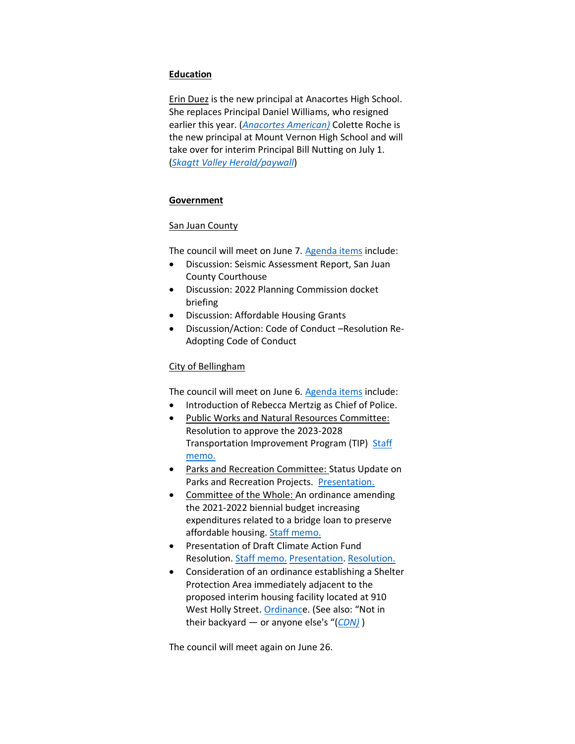**Education**

Erin Duez is the new principal at Anacortes High School. She replaces Principal Daniel Williams, who resigned earlier this year. (*Anacortes American)* Colette Roche is the new principal at Mount Vernon High School and will take over for interim Principal Bill Nutting on July 1. (*Skagtt Valley Herald/paywall*)

**Government**

San Juan County

The council will meet on June 7. Agenda items include:

- Discussion: Seismic Assessment Report, San Juan County Courthouse
- Discussion: 2022 Planning Commission docket briefing
- Discussion: Affordable Housing Grants
- Discussion/Action: Code of Conduct –Resolution Re-Adopting Code of Conduct

City of Bellingham

The council will meet on June 6. Agenda items include:

- Introduction of Rebecca Mertzig as Chief of Police.
- Public Works and Natural Resources Committee: Resolution to approve the 2023-2028 Transportation Improvement Program (TIP) Staff memo.
- Parks and Recreation Committee: Status Update on Parks and Recreation Projects. Presentation.
- Committee of the Whole: An ordinance amending the 2021-2022 biennial budget increasing expenditures related to a bridge loan to preserve affordable housing. Staff memo.
- Presentation of Draft Climate Action Fund Resolution. Staff memo. Presentation. Resolution.
- Consideration of an ordinance establishing a Shelter Protection Area immediately adjacent to the proposed interim housing facility located at 910 West Holly Street. Ordinance. (See also: "Not in their backyard — or anyone else's "(*CDN)* )

The council will meet again on June 26.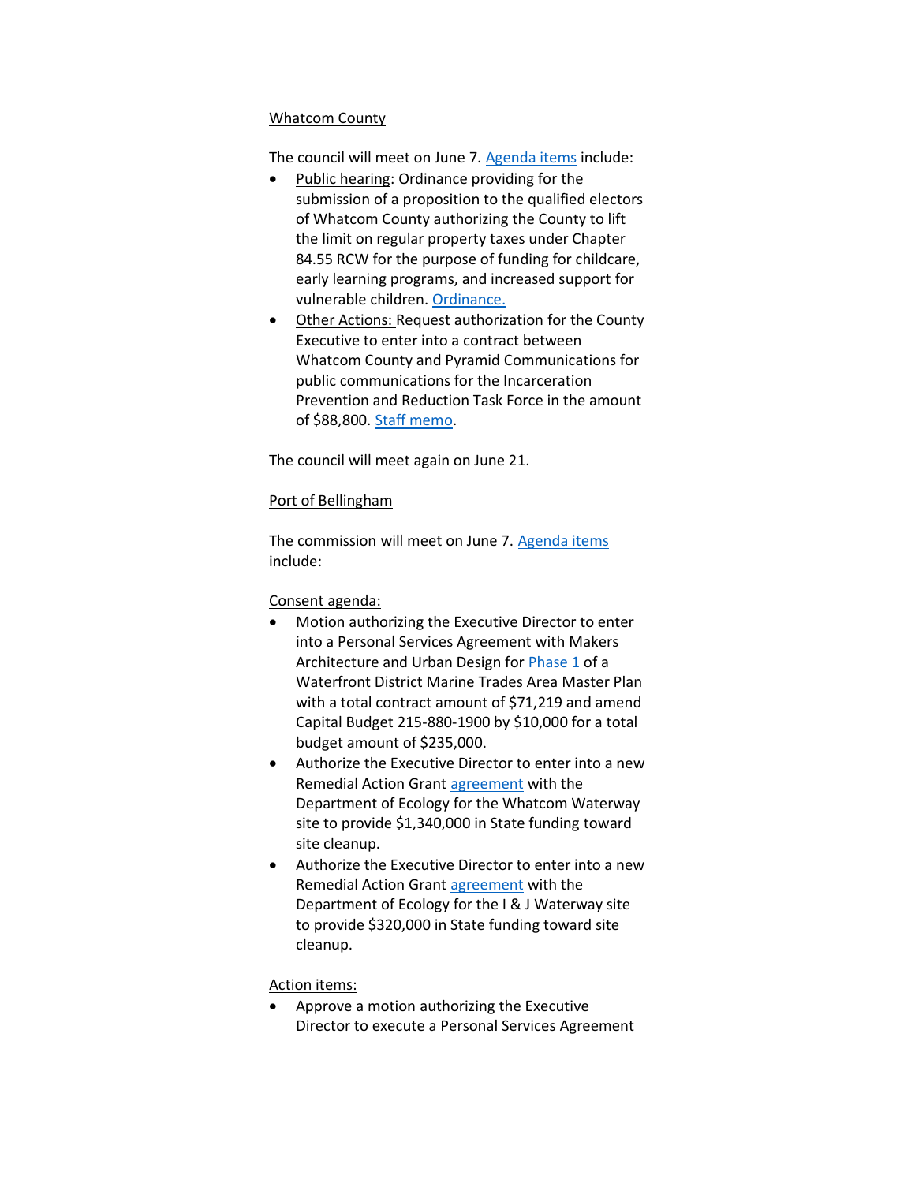Whatcom County

The council will meet on June 7. Agenda items include:

- Public hearing: Ordinance providing for the submission of a proposition to the qualified electors of Whatcom County authorizing the County to lift the limit on regular property taxes under Chapter 84.55 RCW for the purpose of funding for childcare, early learning programs, and increased support for vulnerable children. Ordinance.
- Other Actions: Request authorization for the County Executive to enter into a contract between Whatcom County and Pyramid Communications for public communications for the Incarceration Prevention and Reduction Task Force in the amount of $88,800. Staff memo.

The council will meet again on June 21.

Port of Bellingham

The commission will meet on June 7. Agenda items include:

Consent agenda:

- Motion authorizing the Executive Director to enter into a Personal Services Agreement with Makers Architecture and Urban Design for Phase 1 of a Waterfront District Marine Trades Area Master Plan with a total contract amount of $71,219 and amend Capital Budget 215-880-1900 by $10,000 for a total budget amount of $235,000.
- Authorize the Executive Director to enter into a new Remedial Action Grant agreement with the Department of Ecology for the Whatcom Waterway site to provide $1,340,000 in State funding toward site cleanup.
- Authorize the Executive Director to enter into a new Remedial Action Grant agreement with the Department of Ecology for the I & J Waterway site to provide $320,000 in State funding toward site cleanup.

Action items:

- Approve a motion authorizing the Executive Director to execute a Personal Services Agreement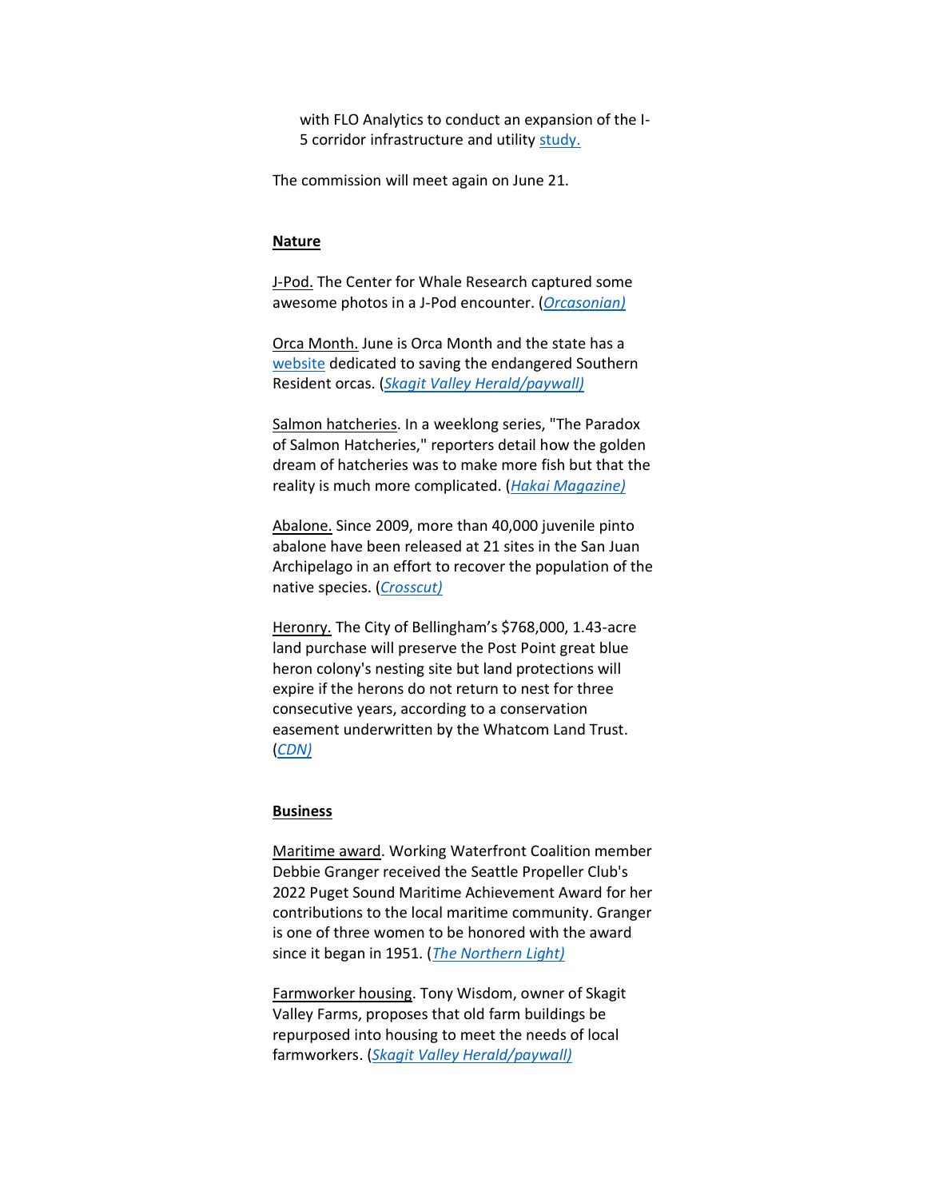with FLO Analytics to conduct an expansion of the I-5 corridor infrastructure and utility study.

The commission will meet again on June 21.

**Nature**

J-Pod. The Center for Whale Research captured some awesome photos in a J-Pod encounter. (*Orcasonian)*

Orca Month. June is Orca Month and the state has a website dedicated to saving the endangered Southern Resident orcas. (*Skagit Valley Herald/paywall)*

Salmon hatcheries. In a weeklong series, "The Paradox of Salmon Hatcheries," reporters detail how the golden dream of hatcheries was to make more fish but that the reality is much more complicated. (*Hakai Magazine)*

Abalone. Since 2009, more than 40,000 juvenile pinto abalone have been released at 21 sites in the San Juan Archipelago in an effort to recover the population of the native species. (*Crosscut)*

Heronry. The City of Bellingham's $768,000, 1.43-acre land purchase will preserve the Post Point great blue heron colony's nesting site but land protections will expire if the herons do not return to nest for three consecutive years, according to a conservation easement underwritten by the Whatcom Land Trust. (*CDN)*

**Business**

Maritime award. Working Waterfront Coalition member Debbie Granger received the Seattle Propeller Club's 2022 Puget Sound Maritime Achievement Award for her contributions to the local maritime community. Granger is one of three women to be honored with the award since it began in 1951. (*The Northern Light)*

Farmworker housing. Tony Wisdom, owner of Skagit Valley Farms, proposes that old farm buildings be repurposed into housing to meet the needs of local farmworkers. (*Skagit Valley Herald/paywall)*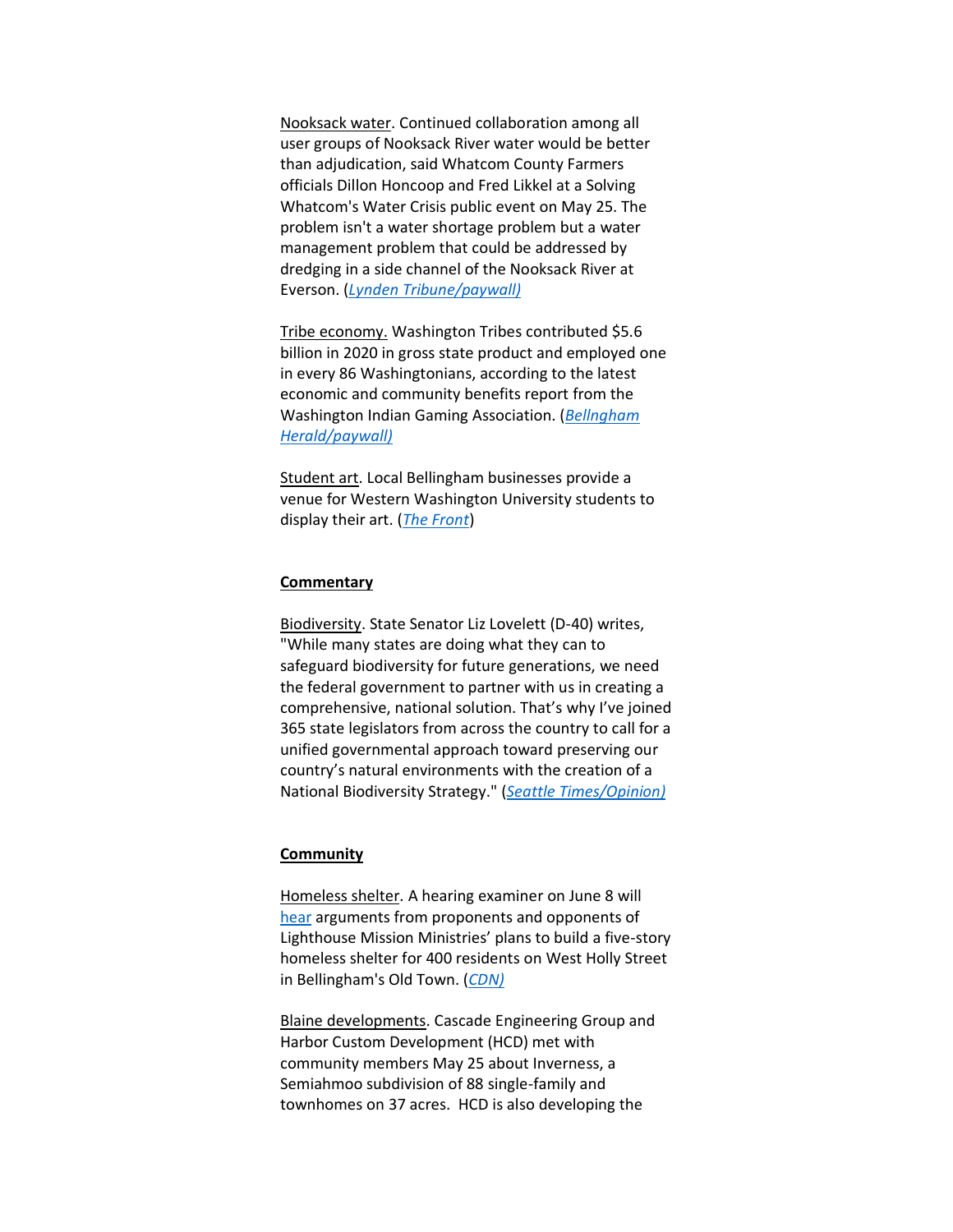Nooksack water. Continued collaboration among all user groups of Nooksack River water would be better than adjudication, said Whatcom County Farmers officials Dillon Honcoop and Fred Likkel at a Solving Whatcom's Water Crisis public event on May 25. The problem isn't a water shortage problem but a water management problem that could be addressed by dredging in a side channel of the Nooksack River at Everson. (*Lynden Tribune/paywall)*

Tribe economy. Washington Tribes contributed $5.6 billion in 2020 in gross state product and employed one in every 86 Washingtonians, according to the latest economic and community benefits report from the Washington Indian Gaming Association. (*Bellngham Herald/paywall)*

Student art. Local Bellingham businesses provide a venue for Western Washington University students to display their art. (*The Front*)

**Commentary**

Biodiversity. State Senator Liz Lovelett (D-40) writes, "While many states are doing what they can to safeguard biodiversity for future generations, we need the federal government to partner with us in creating a comprehensive, national solution. That's why I've joined 365 state legislators from across the country to call for a unified governmental approach toward preserving our country's natural environments with the creation of a National Biodiversity Strategy." (*Seattle Times/Opinion)*

**Community**

Homeless shelter. A hearing examiner on June 8 will hear arguments from proponents and opponents of Lighthouse Mission Ministries' plans to build a five-story homeless shelter for 400 residents on West Holly Street in Bellingham's Old Town. (*CDN)*

Blaine developments. Cascade Engineering Group and Harbor Custom Development (HCD) met with community members May 25 about Inverness, a Semiahmoo subdivision of 88 single-family and townhomes on 37 acres. HCD is also developing the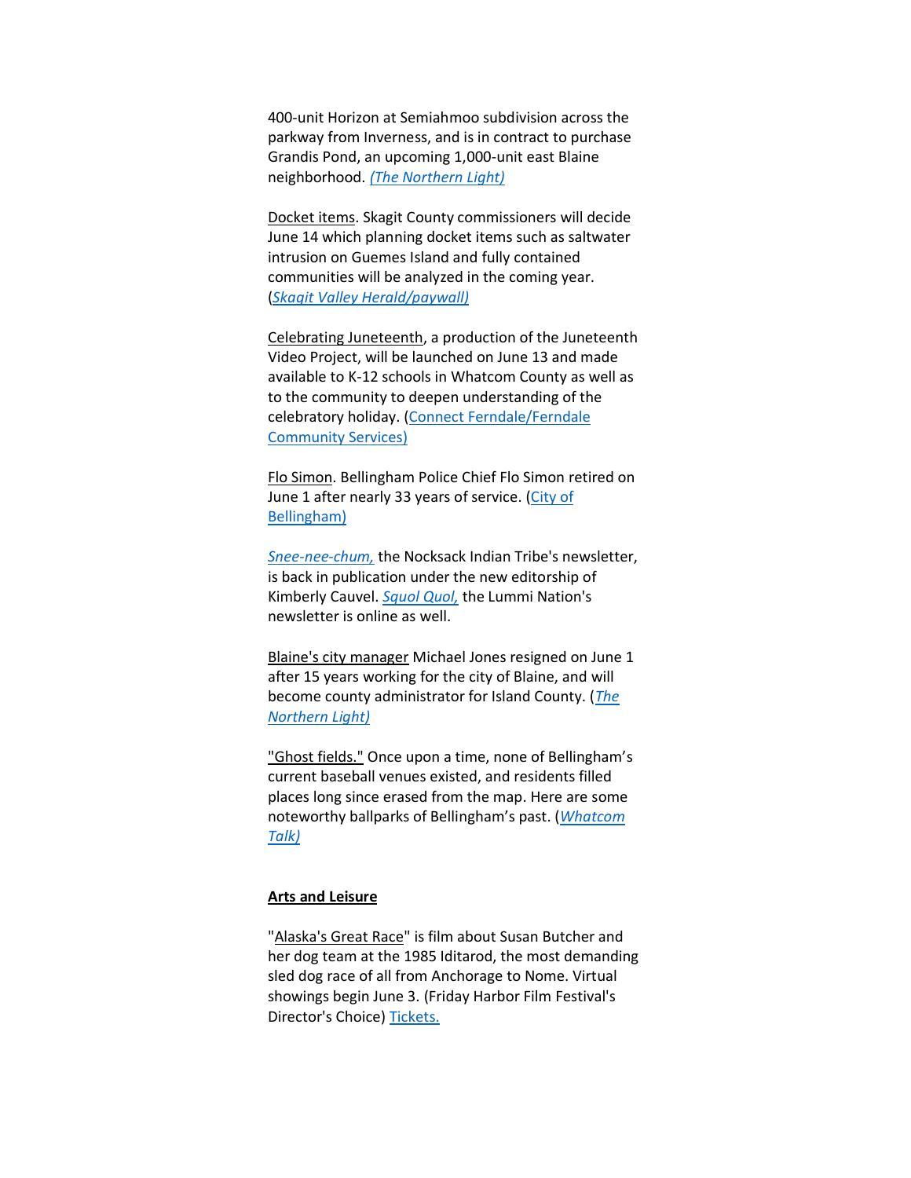400-unit Horizon at Semiahmoo subdivision across the parkway from Inverness, and is in contract to purchase Grandis Pond, an upcoming 1,000-unit east Blaine neighborhood. *(The Northern Light)*

Docket items. Skagit County commissioners will decide June 14 which planning docket items such as saltwater intrusion on Guemes Island and fully contained communities will be analyzed in the coming year. (*Skagit Valley Herald/paywall)*

Celebrating Juneteenth, a production of the Juneteenth Video Project, will be launched on June 13 and made available to K-12 schools in Whatcom County as well as to the community to deepen understanding of the celebratory holiday. (Connect Ferndale/Ferndale Community Services)

Flo Simon. Bellingham Police Chief Flo Simon retired on June 1 after nearly 33 years of service. (City of Bellingham)

*Snee-nee-chum,* the Nocksack Indian Tribe's newsletter, is back in publication under the new editorship of Kimberly Cauvel. *Squol Quol,* the Lummi Nation's newsletter is online as well.

Blaine's city manager Michael Jones resigned on June 1 after 15 years working for the city of Blaine, and will become county administrator for Island County. (*The Northern Light)*

"Ghost fields." Once upon a time, none of Bellingham's current baseball venues existed, and residents filled places long since erased from the map. Here are some noteworthy ballparks of Bellingham's past. (*Whatcom Talk)*

## Arts and Leisure

"Alaska's Great Race" is film about Susan Butcher and her dog team at the 1985 Iditarod, the most demanding sled dog race of all from Anchorage to Nome. Virtual showings begin June 3. (Friday Harbor Film Festival's Director's Choice) Tickets.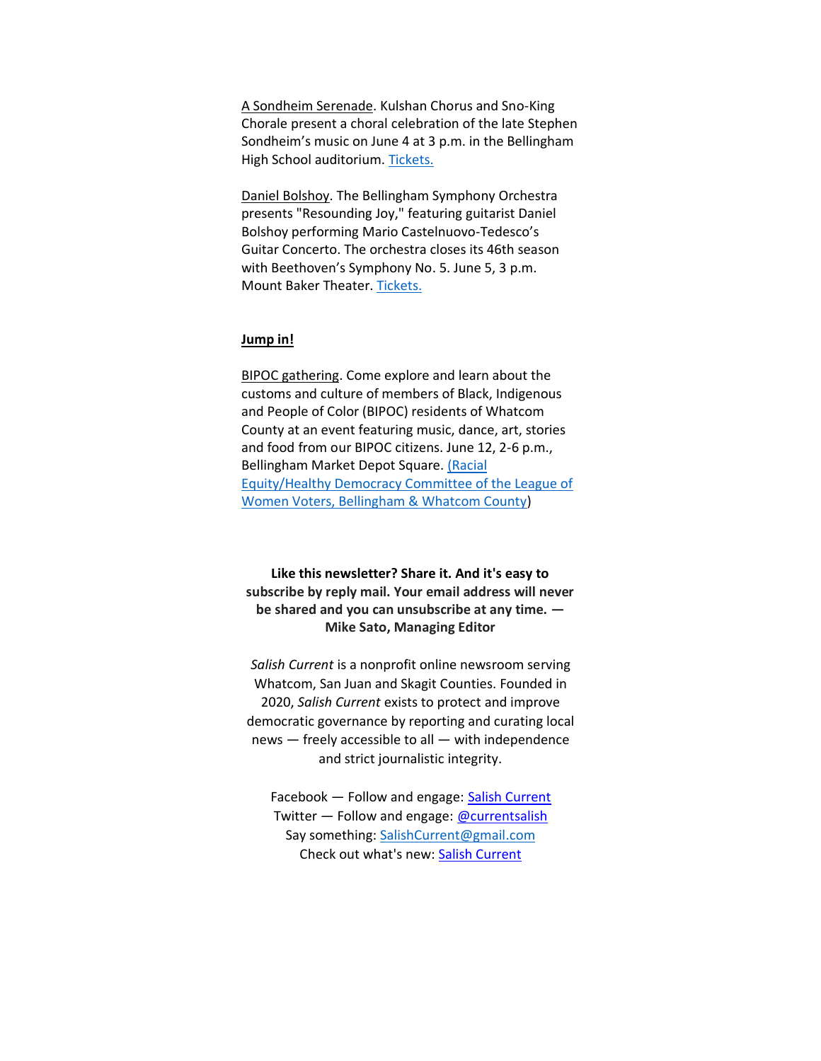A Sondheim Serenade. Kulshan Chorus and Sno-King Chorale present a choral celebration of the late Stephen Sondheim's music on June 4 at 3 p.m. in the Bellingham High School auditorium. Tickets.

Daniel Bolshoy. The Bellingham Symphony Orchestra presents "Resounding Joy," featuring guitarist Daniel Bolshoy performing Mario Castelnuovo-Tedesco's Guitar Concerto. The orchestra closes its 46th season with Beethoven's Symphony No. 5. June 5, 3 p.m. Mount Baker Theater. Tickets.

**Jump in!**

BIPOC gathering. Come explore and learn about the customs and culture of members of Black, Indigenous and People of Color (BIPOC) residents of Whatcom County at an event featuring music, dance, art, stories and food from our BIPOC citizens. June 12, 2-6 p.m., Bellingham Market Depot Square. (Racial Equity/Healthy Democracy Committee of the League of Women Voters, Bellingham & Whatcom County)

**Like this newsletter? Share it. And it's easy to subscribe by reply mail. Your email address will never be shared and you can unsubscribe at any time. — Mike Sato, Managing Editor**

*Salish Current* is a nonprofit online newsroom serving Whatcom, San Juan and Skagit Counties. Founded in 2020, *Salish Current* exists to protect and improve democratic governance by reporting and curating local news — freely accessible to all — with independence and strict journalistic integrity.

Facebook — Follow and engage: Salish Current
Twitter — Follow and engage: @currentsalish
Say something: SalishCurrent@gmail.com
Check out what's new: Salish Current